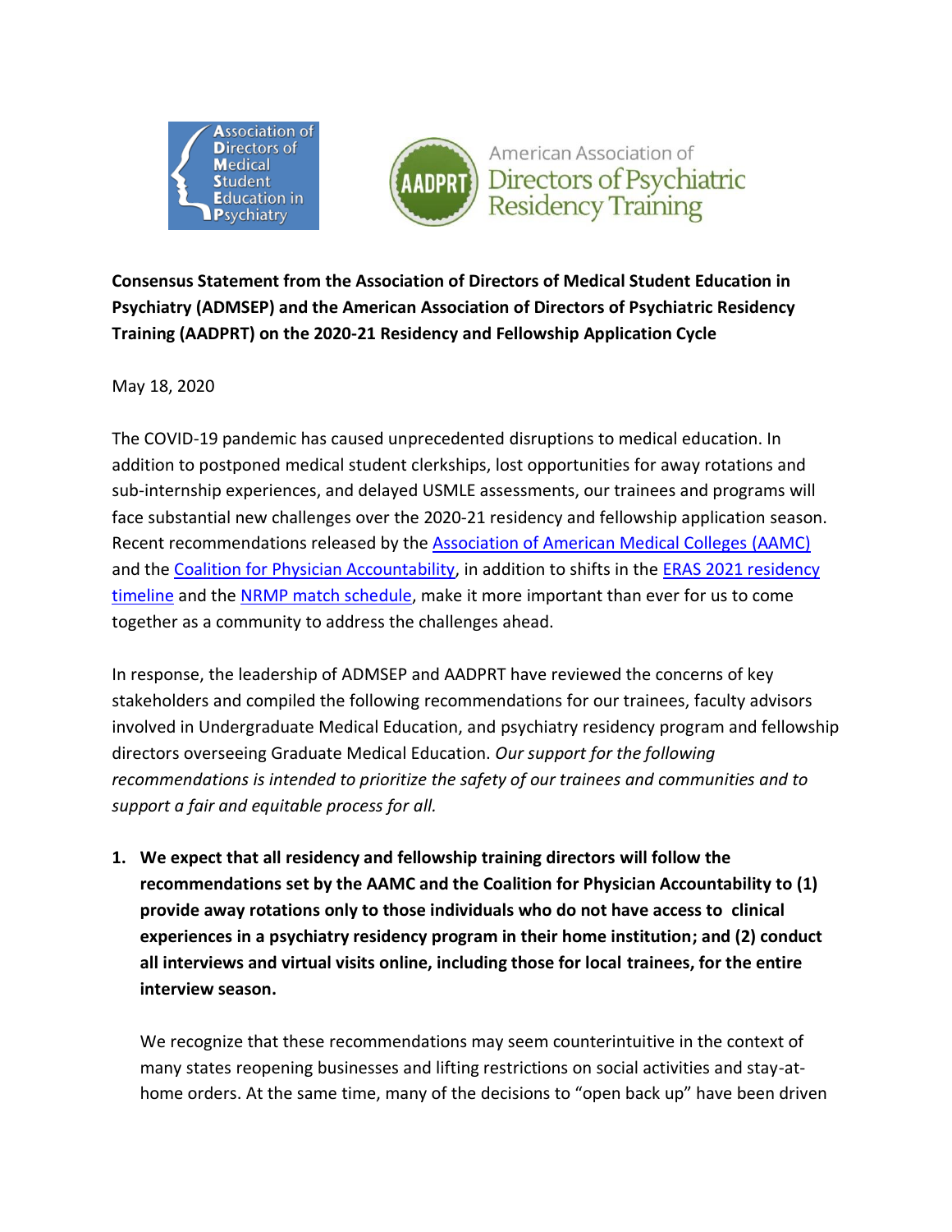Association of Directors of Medical Student Education in Psychiatry

American Association of Directors of Psychiatric Residency Training

**Consensus Statement from the Association of Directors of Medical Student Education in Psychiatry (ADMSEP) and the American Association of Directors of Psychiatric Residency Training (AADPRT) on the 2020-21 Residency and Fellowship Application Cycle**

May 18, 2020

The COVID-19 pandemic has caused unprecedented disruptions to medical education. In addition to postponed medical student clerkships, lost opportunities for away rotations and sub-internship experiences, and delayed USMLE assessments, our trainees and programs will face substantial new challenges over the 2020-21 residency and fellowship application season. Recent recommendations released by the Association of American Medical Colleges (AAMC) and the Coalition for Physician Accountability, in addition to shifts in the ERAS 2021 residency timeline and the NRMP match schedule, make it more important than ever for us to come together as a community to address the challenges ahead.

In response, the leadership of ADMSEP and AADPRT have reviewed the concerns of key stakeholders and compiled the following recommendations for our trainees, faculty advisors involved in Undergraduate Medical Education, and psychiatry residency program and fellowship directors overseeing Graduate Medical Education. *Our support for the following recommendations is intended to prioritize the safety of our trainees and communities and to support a fair and equitable process for all.*

1. **We expect that all residency and fellowship training directors will follow the recommendations set by the AAMC and the Coalition for Physician Accountability to (1) provide away rotations only to those individuals who do not have access to clinical experiences in a psychiatry residency program in their home institution; and (2) conduct all interviews and virtual visits online, including those for local trainees, for the entire interview season.**

   We recognize that these recommendations may seem counterintuitive in the context of many states reopening businesses and lifting restrictions on social activities and stay-at-home orders. At the same time, many of the decisions to "open back up" have been driven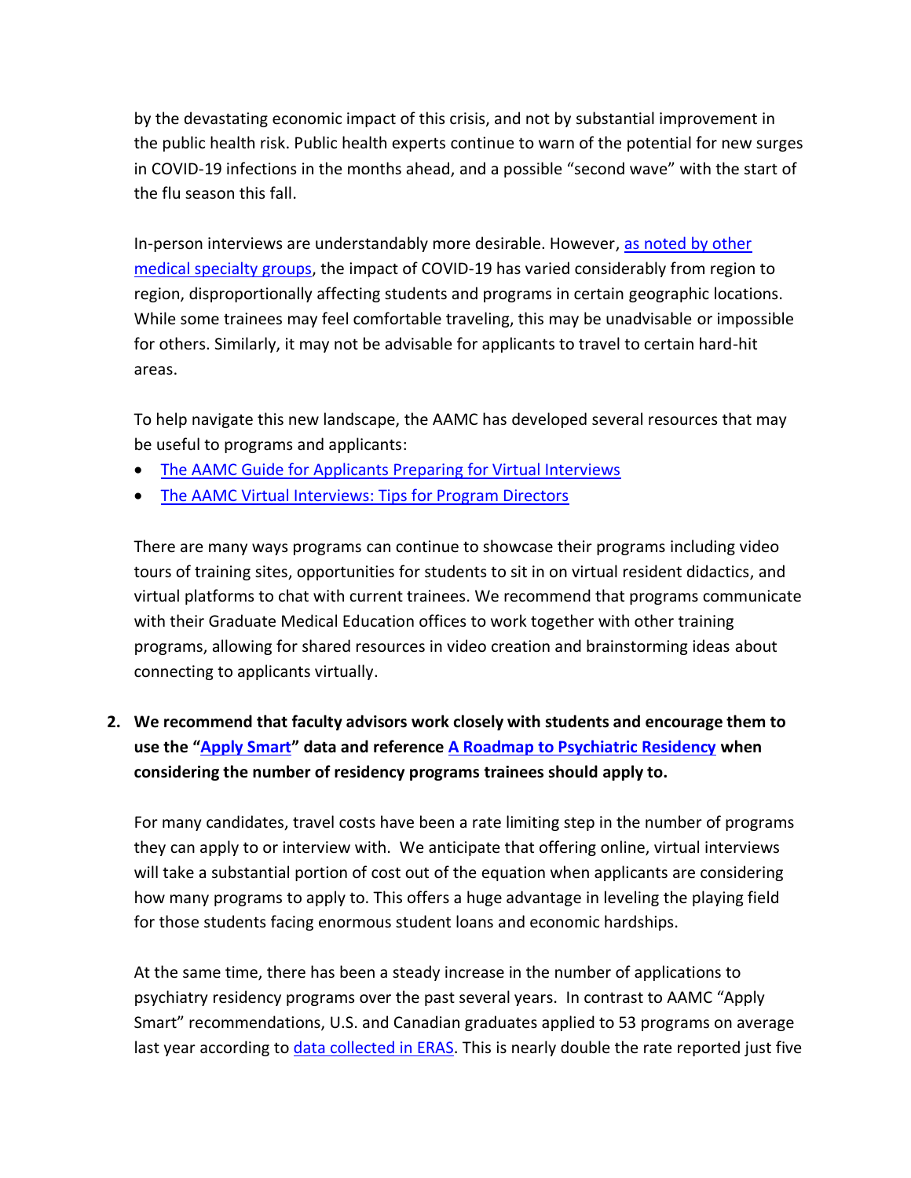by the devastating economic impact of this crisis, and not by substantial improvement in the public health risk. Public health experts continue to warn of the potential for new surges in COVID-19 infections in the months ahead, and a possible "second wave" with the start of the flu season this fall.

In-person interviews are understandably more desirable. However, as noted by other medical specialty groups, the impact of COVID-19 has varied considerably from region to region, disproportionally affecting students and programs in certain geographic locations. While some trainees may feel comfortable traveling, this may be unadvisable or impossible for others. Similarly, it may not be advisable for applicants to travel to certain hard-hit areas.

To help navigate this new landscape, the AAMC has developed several resources that may be useful to programs and applicants:

- The AAMC Guide for Applicants Preparing for Virtual Interviews
- The AAMC Virtual Interviews: Tips for Program Directors

There are many ways programs can continue to showcase their programs including video tours of training sites, opportunities for students to sit in on virtual resident didactics, and virtual platforms to chat with current trainees. We recommend that programs communicate with their Graduate Medical Education offices to work together with other training programs, allowing for shared resources in video creation and brainstorming ideas about connecting to applicants virtually.

2. **We recommend that faculty advisors work closely with students and encourage them to use the "Apply Smart" data and reference A Roadmap to Psychiatric Residency when considering the number of residency programs trainees should apply to.**

   For many candidates, travel costs have been a rate limiting step in the number of programs they can apply to or interview with. We anticipate that offering online, virtual interviews will take a substantial portion of cost out of the equation when applicants are considering how many programs to apply to. This offers a huge advantage in leveling the playing field for those students facing enormous student loans and economic hardships.

   At the same time, there has been a steady increase in the number of applications to psychiatry residency programs over the past several years. In contrast to AAMC "Apply Smart" recommendations, U.S. and Canadian graduates applied to 53 programs on average last year according to data collected in ERAS. This is nearly double the rate reported just five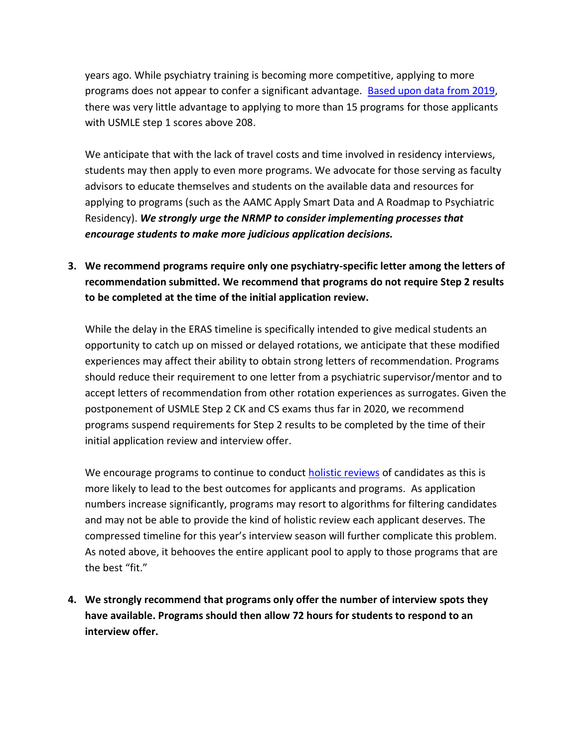years ago. While psychiatry training is becoming more competitive, applying to more programs does not appear to confer a significant advantage. Based upon data from 2019, there was very little advantage to applying to more than 15 programs for those applicants with USMLE step 1 scores above 208.

We anticipate that with the lack of travel costs and time involved in residency interviews, students may then apply to even more programs. We advocate for those serving as faculty advisors to educate themselves and students on the available data and resources for applying to programs (such as the AAMC Apply Smart Data and A Roadmap to Psychiatric Residency). ***We strongly urge the NRMP to consider implementing processes that encourage students to make more judicious application decisions.***

3. **We recommend programs require only one psychiatry-specific letter among the letters of recommendation submitted. We recommend that programs do not require Step 2 results to be completed at the time of the initial application review.**

   While the delay in the ERAS timeline is specifically intended to give medical students an opportunity to catch up on missed or delayed rotations, we anticipate that these modified experiences may affect their ability to obtain strong letters of recommendation. Programs should reduce their requirement to one letter from a psychiatric supervisor/mentor and to accept letters of recommendation from other rotation experiences as surrogates. Given the postponement of USMLE Step 2 CK and CS exams thus far in 2020, we recommend programs suspend requirements for Step 2 results to be completed by the time of their initial application review and interview offer.

   We encourage programs to continue to conduct holistic reviews of candidates as this is more likely to lead to the best outcomes for applicants and programs. As application numbers increase significantly, programs may resort to algorithms for filtering candidates and may not be able to provide the kind of holistic review each applicant deserves. The compressed timeline for this year's interview season will further complicate this problem. As noted above, it behooves the entire applicant pool to apply to those programs that are the best "fit."

4. **We strongly recommend that programs only offer the number of interview spots they have available. Programs should then allow 72 hours for students to respond to an interview offer.**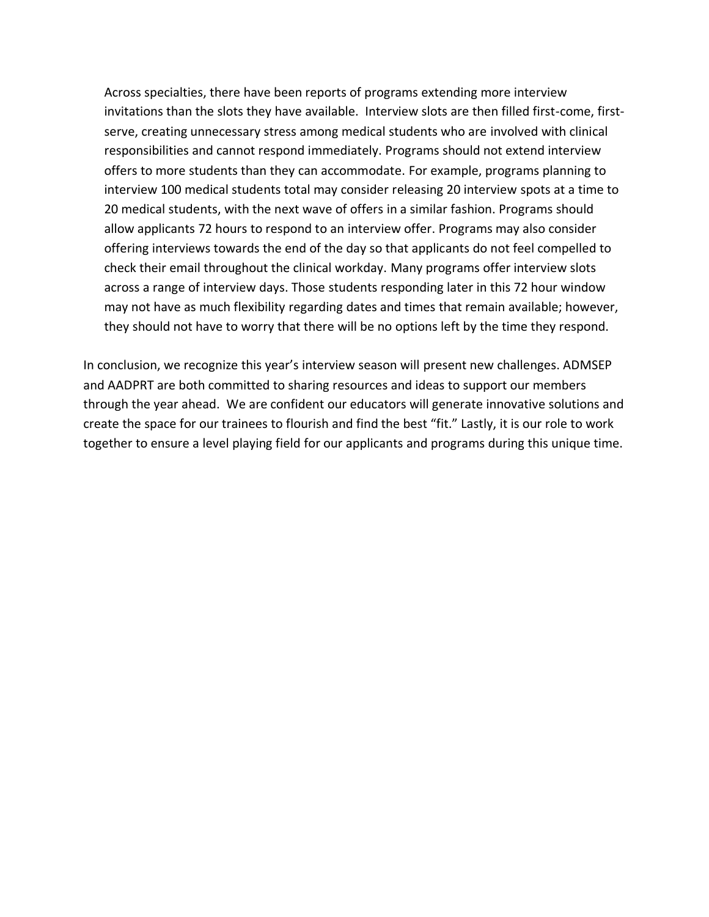Across specialties, there have been reports of programs extending more interview invitations than the slots they have available. Interview slots are then filled first-come, first-serve, creating unnecessary stress among medical students who are involved with clinical responsibilities and cannot respond immediately. Programs should not extend interview offers to more students than they can accommodate. For example, programs planning to interview 100 medical students total may consider releasing 20 interview spots at a time to 20 medical students, with the next wave of offers in a similar fashion. Programs should allow applicants 72 hours to respond to an interview offer. Programs may also consider offering interviews towards the end of the day so that applicants do not feel compelled to check their email throughout the clinical workday. Many programs offer interview slots across a range of interview days. Those students responding later in this 72 hour window may not have as much flexibility regarding dates and times that remain available; however, they should not have to worry that there will be no options left by the time they respond.

In conclusion, we recognize this year's interview season will present new challenges. ADMSEP and AADPRT are both committed to sharing resources and ideas to support our members through the year ahead. We are confident our educators will generate innovative solutions and create the space for our trainees to flourish and find the best "fit." Lastly, it is our role to work together to ensure a level playing field for our applicants and programs during this unique time.